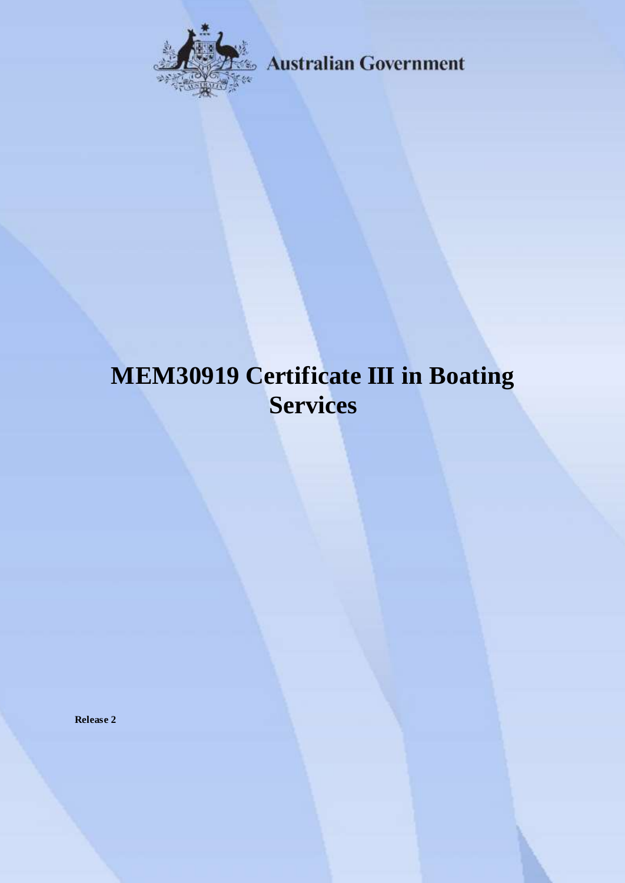Australian Government

# MEM30919 Certificate III in Boating Services

**Release 2**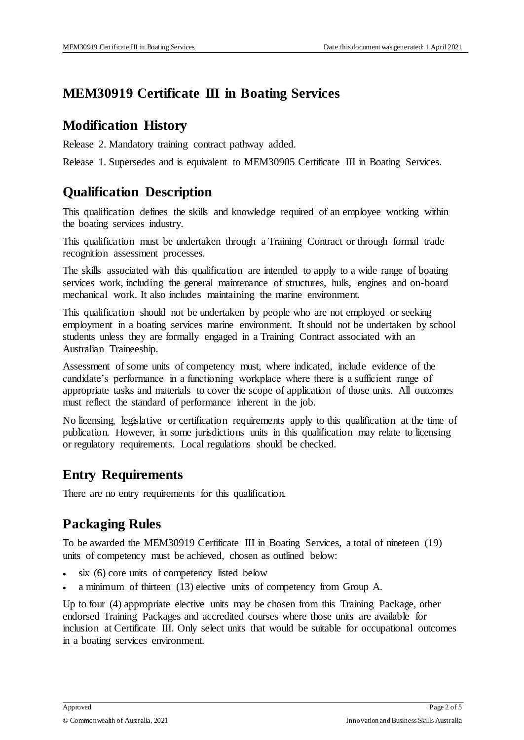# MEM30919 Certificate III in Boating Services

## Modification History

Release 2. Mandatory training contract pathway added.

Release 1. Supersedes and is equivalent to MEM30905 Certificate III in Boating Services.

## Qualification Description

This qualification defines the skills and knowledge required of an employee working within the boating services industry.

This qualification must be undertaken through a Training Contract or through formal trade recognition assessment processes.

The skills associated with this qualification are intended to apply to a wide range of boating services work, including the general maintenance of structures, hulls, engines and on-board mechanical work. It also includes maintaining the marine environment.

This qualification should not be undertaken by people who are not employed or seeking employment in a boating services marine environment. It should not be undertaken by school students unless they are formally engaged in a Training Contract associated with an Australian Traineeship.

Assessment of some units of competency must, where indicated, include evidence of the candidate's performance in a functioning workplace where there is a sufficient range of appropriate tasks and materials to cover the scope of application of those units. All outcomes must reflect the standard of performance inherent in the job.

No licensing, legislative or certification requirements apply to this qualification at the time of publication. However, in some jurisdictions units in this qualification may relate to licensing or regulatory requirements. Local regulations should be checked.

## Entry Requirements

There are no entry requirements for this qualification.

## Packaging Rules

To be awarded the MEM30919 Certificate III in Boating Services, a total of nineteen (19) units of competency must be achieved, chosen as outlined below:

- six (6) core units of competency listed below
- a minimum of thirteen (13) elective units of competency from Group A.

Up to four (4) appropriate elective units may be chosen from this Training Package, other endorsed Training Packages and accredited courses where those units are available for inclusion at Certificate III. Only select units that would be suitable for occupational outcomes in a boating services environment.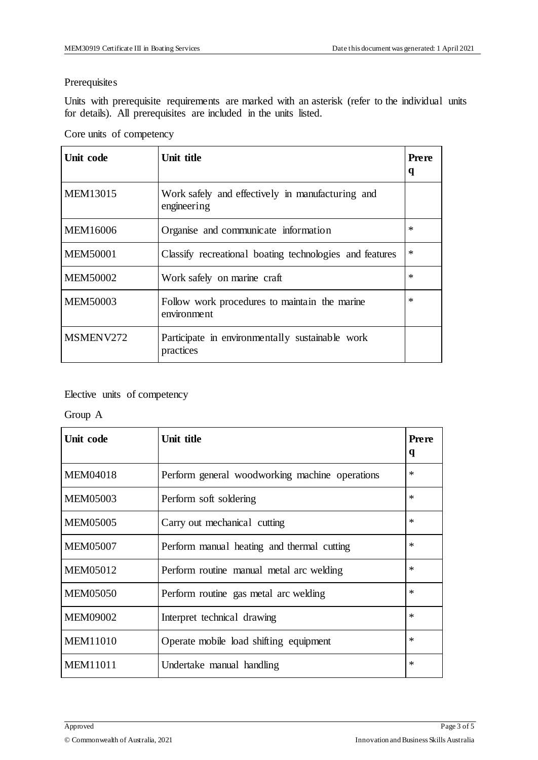Prerequisites

Units with prerequisite requirements are marked with an asterisk (refer to the individual units for details). All prerequisites are included in the units listed.

Core units of competency

| Unit code | Unit title | Prereq |
|---|---|---|
| MEM13015 | Work safely and effectively in manufacturing and engineering | |
| MEM16006 | Organise and communicate information | * |
| MEM50001 | Classify recreational boating technologies and features | * |
| MEM50002 | Work safely on marine craft | * |
| MEM50003 | Follow work procedures to maintain the marine environment | * |
| MSMENV272 | Participate in environmentally sustainable work practices | |

Elective units of competency

Group A

| Unit code | Unit title | Prereq |
|---|---|---|
| MEM04018 | Perform general woodworking machine operations | * |
| MEM05003 | Perform soft soldering | * |
| MEM05005 | Carry out mechanical cutting | * |
| MEM05007 | Perform manual heating and thermal cutting | * |
| MEM05012 | Perform routine manual metal arc welding | * |
| MEM05050 | Perform routine gas metal arc welding | * |
| MEM09002 | Interpret technical drawing | * |
| MEM11010 | Operate mobile load shifting equipment | * |
| MEM11011 | Undertake manual handling | * |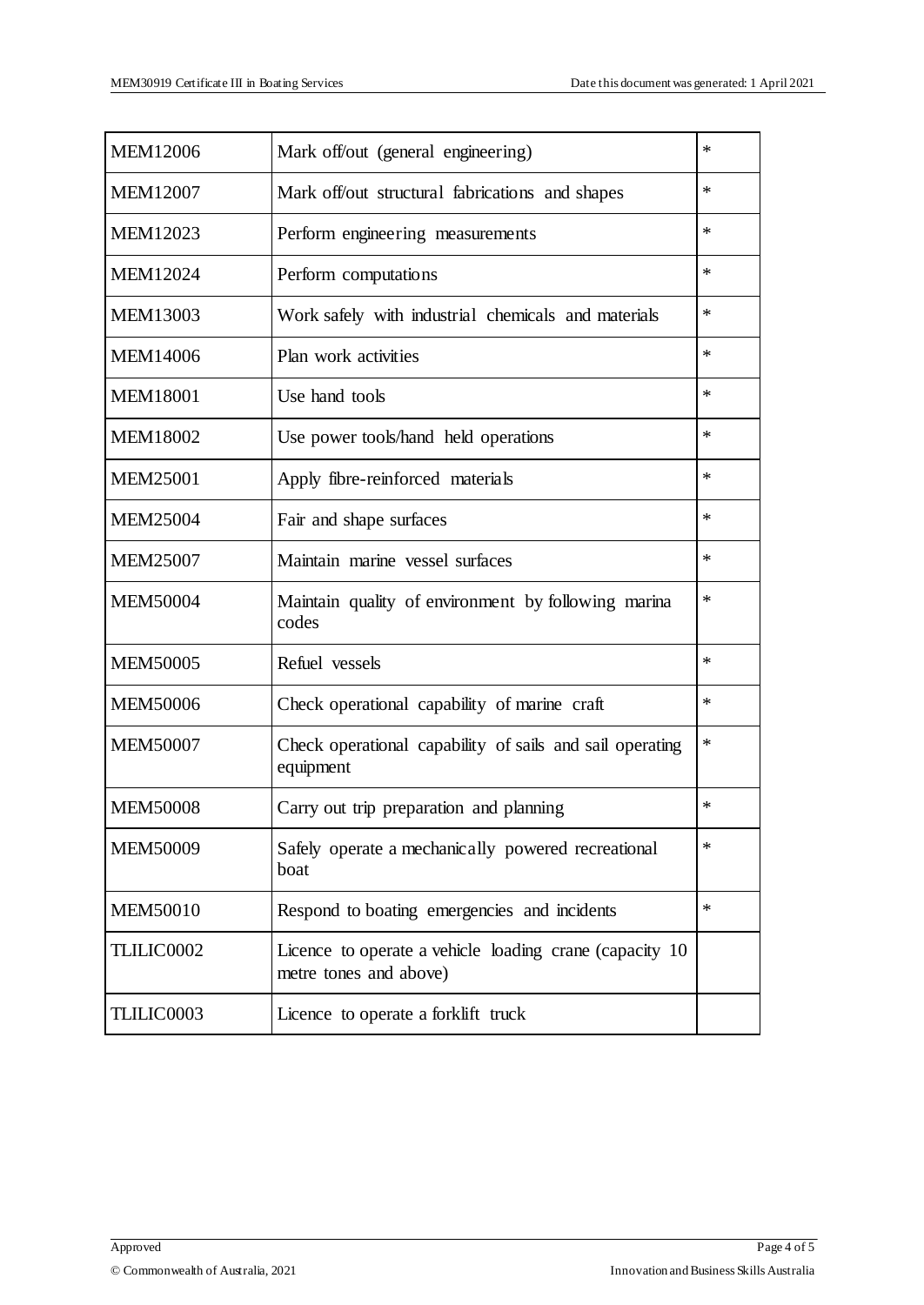| | | |
|---|---|---|
| MEM12006 | Mark off/out (general engineering) | * |
| MEM12007 | Mark off/out structural fabrications and shapes | * |
| MEM12023 | Perform engineering measurements | * |
| MEM12024 | Perform computations | * |
| MEM13003 | Work safely with industrial chemicals and materials | * |
| MEM14006 | Plan work activities | * |
| MEM18001 | Use hand tools | * |
| MEM18002 | Use power tools/hand held operations | * |
| MEM25001 | Apply fibre-reinforced materials | * |
| MEM25004 | Fair and shape surfaces | * |
| MEM25007 | Maintain marine vessel surfaces | * |
| MEM50004 | Maintain quality of environment by following marina codes | * |
| MEM50005 | Refuel vessels | * |
| MEM50006 | Check operational capability of marine craft | * |
| MEM50007 | Check operational capability of sails and sail operating equipment | * |
| MEM50008 | Carry out trip preparation and planning | * |
| MEM50009 | Safely operate a mechanically powered recreational boat | * |
| MEM50010 | Respond to boating emergencies and incidents | * |
| TLILIC0002 | Licence to operate a vehicle loading crane (capacity 10 metre tones and above) | |
| TLILIC0003 | Licence to operate a forklift truck | |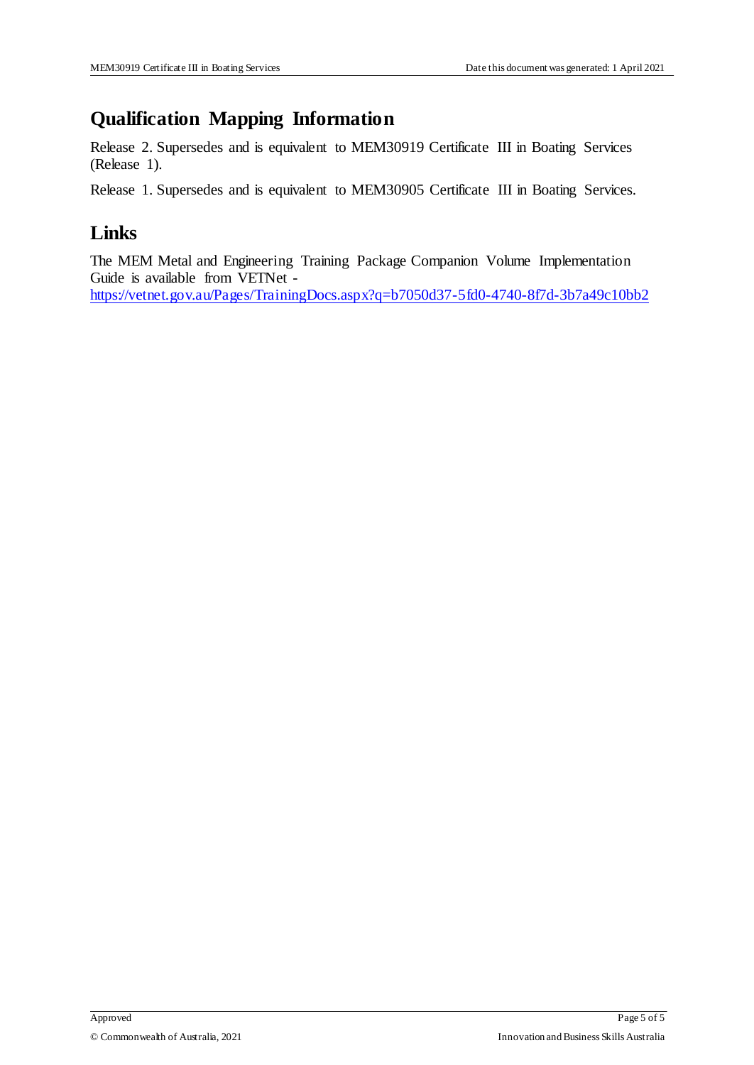## Qualification Mapping Information

Release 2. Supersedes and is equivalent to MEM30919 Certificate III in Boating Services (Release 1).

Release 1. Supersedes and is equivalent to MEM30905 Certificate III in Boating Services.

## Links

The MEM Metal and Engineering Training Package Companion Volume Implementation Guide is available from VETNet - https://vetnet.gov.au/Pages/TrainingDocs.aspx?q=b7050d37-5fd0-4740-8f7d-3b7a49c10bb2